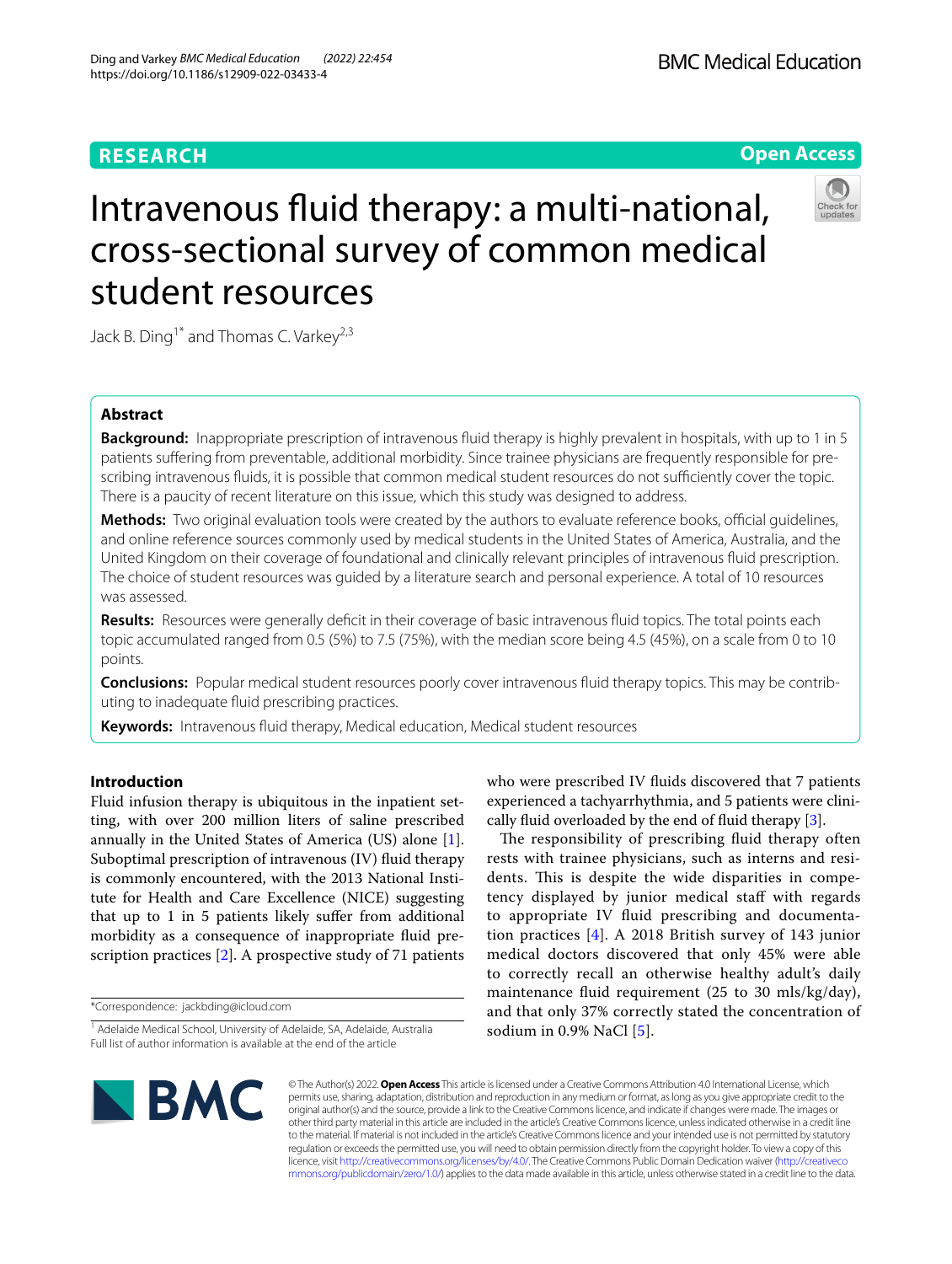RESEARCH

Open Access

# Intravenous fluid therapy: a multi-national, cross-sectional survey of common medical student resources

Jack B. Ding[1*] and Thomas C. Varkey[2,3]

## Abstract

**Background:** Inappropriate prescription of intravenous fluid therapy is highly prevalent in hospitals, with up to 1 in 5 patients suffering from preventable, additional morbidity. Since trainee physicians are frequently responsible for prescribing intravenous fluids, it is possible that common medical student resources do not sufficiently cover the topic. There is a paucity of recent literature on this issue, which this study was designed to address.

**Methods:** Two original evaluation tools were created by the authors to evaluate reference books, official guidelines, and online reference sources commonly used by medical students in the United States of America, Australia, and the United Kingdom on their coverage of foundational and clinically relevant principles of intravenous fluid prescription. The choice of student resources was guided by a literature search and personal experience. A total of 10 resources was assessed.

**Results:** Resources were generally deficit in their coverage of basic intravenous fluid topics. The total points each topic accumulated ranged from 0.5 (5%) to 7.5 (75%), with the median score being 4.5 (45%), on a scale from 0 to 10 points.

**Conclusions:** Popular medical student resources poorly cover intravenous fluid therapy topics. This may be contributing to inadequate fluid prescribing practices.

**Keywords:** Intravenous fluid therapy, Medical education, Medical student resources

## Introduction

Fluid infusion therapy is ubiquitous in the inpatient setting, with over 200 million liters of saline prescribed annually in the United States of America (US) alone [1]. Suboptimal prescription of intravenous (IV) fluid therapy is commonly encountered, with the 2013 National Institute for Health and Care Excellence (NICE) suggesting that up to 1 in 5 patients likely suffer from additional morbidity as a consequence of inappropriate fluid prescription practices [2]. A prospective study of 71 patients who were prescribed IV fluids discovered that 7 patients experienced a tachyarrhythmia, and 5 patients were clinically fluid overloaded by the end of fluid therapy [3].

The responsibility of prescribing fluid therapy often rests with trainee physicians, such as interns and residents. This is despite the wide disparities in competency displayed by junior medical staff with regards to appropriate IV fluid prescribing and documentation practices [4]. A 2018 British survey of 143 junior medical doctors discovered that only 45% were able to correctly recall an otherwise healthy adult's daily maintenance fluid requirement (25 to 30 mls/kg/day), and that only 37% correctly stated the concentration of sodium in 0.9% NaCl [5].

*Correspondence: jackbding@icloud.com

[1] Adelaide Medical School, University of Adelaide, SA, Adelaide, Australia

Full list of author information is available at the end of the article

© The Author(s) 2022. **Open Access** This article is licensed under a Creative Commons Attribution 4.0 International License, which permits use, sharing, adaptation, distribution and reproduction in any medium or format, as long as you give appropriate credit to the original author(s) and the source, provide a link to the Creative Commons licence, and indicate if changes were made. The images or other third party material in this article are included in the article's Creative Commons licence, unless indicated otherwise in a credit line to the material. If material is not included in the article's Creative Commons licence and your intended use is not permitted by statutory regulation or exceeds the permitted use, you will need to obtain permission directly from the copyright holder. To view a copy of this licence, visit http://creativecommons.org/licenses/by/4.0/. The Creative Commons Public Domain Dedication waiver (http://creativecommons.org/publicdomain/zero/1.0/) applies to the data made available in this article, unless otherwise stated in a credit line to the data.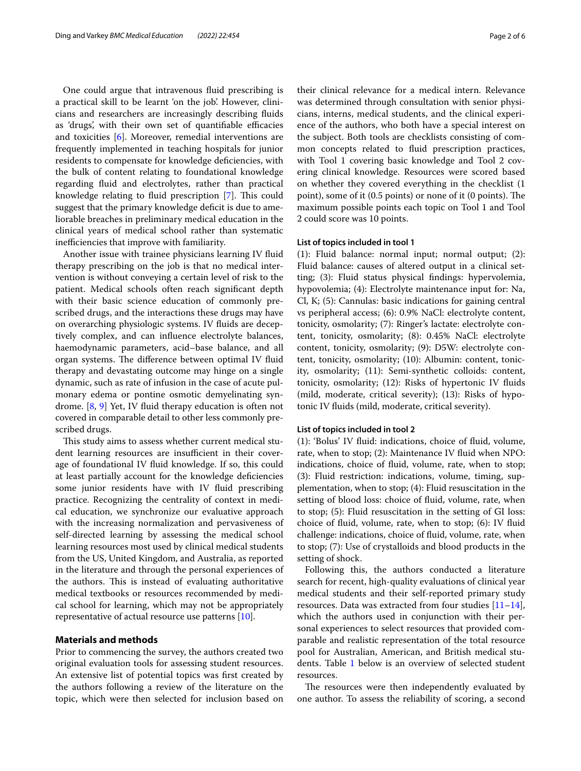One could argue that intravenous fluid prescribing is a practical skill to be learnt 'on the job'. However, clinicians and researchers are increasingly describing fluids as 'drugs', with their own set of quantifiable efficacies and toxicities [6]. Moreover, remedial interventions are frequently implemented in teaching hospitals for junior residents to compensate for knowledge deficiencies, with the bulk of content relating to foundational knowledge regarding fluid and electrolytes, rather than practical knowledge relating to fluid prescription [7]. This could suggest that the primary knowledge deficit is due to ameliorable breaches in preliminary medical education in the clinical years of medical school rather than systematic inefficiencies that improve with familiarity.

Another issue with trainee physicians learning IV fluid therapy prescribing on the job is that no medical intervention is without conveying a certain level of risk to the patient. Medical schools often reach significant depth with their basic science education of commonly prescribed drugs, and the interactions these drugs may have on overarching physiologic systems. IV fluids are deceptively complex, and can influence electrolyte balances, haemodynamic parameters, acid–base balance, and all organ systems. The difference between optimal IV fluid therapy and devastating outcome may hinge on a single dynamic, such as rate of infusion in the case of acute pulmonary edema or pontine osmotic demyelinating syndrome. [8, 9] Yet, IV fluid therapy education is often not covered in comparable detail to other less commonly prescribed drugs.

This study aims to assess whether current medical student learning resources are insufficient in their coverage of foundational IV fluid knowledge. If so, this could at least partially account for the knowledge deficiencies some junior residents have with IV fluid prescribing practice. Recognizing the centrality of context in medical education, we synchronize our evaluative approach with the increasing normalization and pervasiveness of self-directed learning by assessing the medical school learning resources most used by clinical medical students from the US, United Kingdom, and Australia, as reported in the literature and through the personal experiences of the authors. This is instead of evaluating authoritative medical textbooks or resources recommended by medical school for learning, which may not be appropriately representative of actual resource use patterns [10].

## Materials and methods

Prior to commencing the survey, the authors created two original evaluation tools for assessing student resources. An extensive list of potential topics was first created by the authors following a review of the literature on the topic, which were then selected for inclusion based on their clinical relevance for a medical intern. Relevance was determined through consultation with senior physicians, interns, medical students, and the clinical experience of the authors, who both have a special interest on the subject. Both tools are checklists consisting of common concepts related to fluid prescription practices, with Tool 1 covering basic knowledge and Tool 2 covering clinical knowledge. Resources were scored based on whether they covered everything in the checklist (1 point), some of it (0.5 points) or none of it (0 points). The maximum possible points each topic on Tool 1 and Tool 2 could score was 10 points.

#### List of topics included in tool 1

(1): Fluid balance: normal input; normal output; (2): Fluid balance: causes of altered output in a clinical setting; (3): Fluid status physical findings: hypervolemia, hypovolemia; (4): Electrolyte maintenance input for: Na, Cl, K; (5): Cannulas: basic indications for gaining central vs peripheral access; (6): 0.9% NaCl: electrolyte content, tonicity, osmolarity; (7): Ringer's lactate: electrolyte content, tonicity, osmolarity; (8): 0.45% NaCl: electrolyte content, tonicity, osmolarity; (9): D5W: electrolyte content, tonicity, osmolarity; (10): Albumin: content, tonicity, osmolarity; (11): Semi-synthetic colloids: content, tonicity, osmolarity; (12): Risks of hypertonic IV fluids (mild, moderate, critical severity); (13): Risks of hypotonic IV fluids (mild, moderate, critical severity).

#### List of topics included in tool 2

(1): 'Bolus' IV fluid: indications, choice of fluid, volume, rate, when to stop; (2): Maintenance IV fluid when NPO: indications, choice of fluid, volume, rate, when to stop; (3): Fluid restriction: indications, volume, timing, supplementation, when to stop; (4): Fluid resuscitation in the setting of blood loss: choice of fluid, volume, rate, when to stop; (5): Fluid resuscitation in the setting of GI loss: choice of fluid, volume, rate, when to stop; (6): IV fluid challenge: indications, choice of fluid, volume, rate, when to stop; (7): Use of crystalloids and blood products in the setting of shock.

Following this, the authors conducted a literature search for recent, high-quality evaluations of clinical year medical students and their self-reported primary study resources. Data was extracted from four studies [11–14], which the authors used in conjunction with their personal experiences to select resources that provided comparable and realistic representation of the total resource pool for Australian, American, and British medical students. Table 1 below is an overview of selected student resources.

The resources were then independently evaluated by one author. To assess the reliability of scoring, a second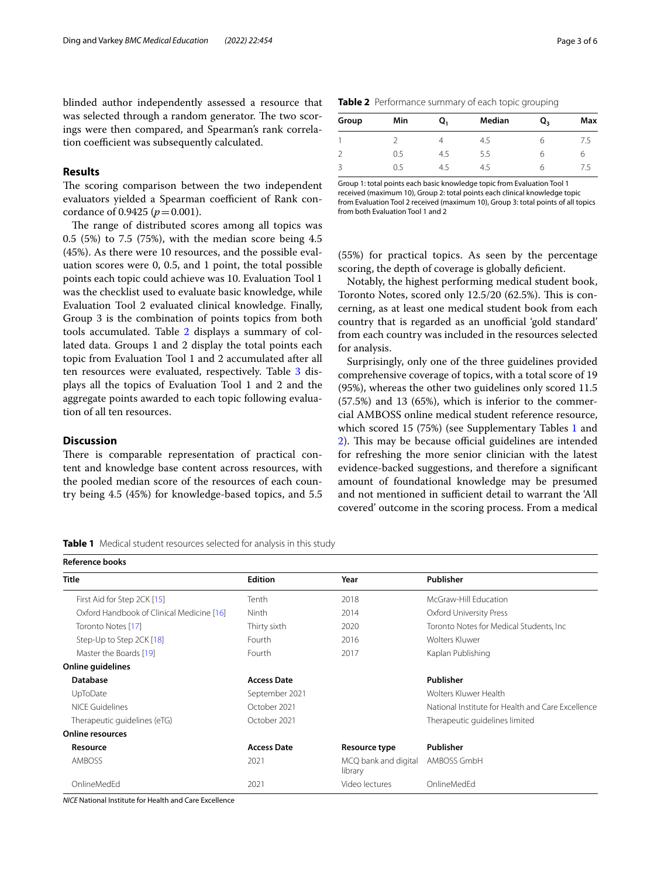blinded author independently assessed a resource that was selected through a random generator. The two scorings were then compared, and Spearman's rank correlation coefficient was subsequently calculated.

## Results

The scoring comparison between the two independent evaluators yielded a Spearman coefficient of Rank concordance of 0.9425 ($p = 0.001$).

The range of distributed scores among all topics was 0.5 (5%) to 7.5 (75%), with the median score being 4.5 (45%). As there were 10 resources, and the possible evaluation scores were 0, 0.5, and 1 point, the total possible points each topic could achieve was 10. Evaluation Tool 1 was the checklist used to evaluate basic knowledge, while Evaluation Tool 2 evaluated clinical knowledge. Finally, Group 3 is the combination of points topics from both tools accumulated. Table 2 displays a summary of collated data. Groups 1 and 2 display the total points each topic from Evaluation Tool 1 and 2 accumulated after all ten resources were evaluated, respectively. Table 3 displays all the topics of Evaluation Tool 1 and 2 and the aggregate points awarded to each topic following evaluation of all ten resources.

**Table 2** Performance summary of each topic grouping

| Group | Min | $Q_1$ | Median | $Q_3$ | Max |
|---|---|---|---|---|---|
| 1 | 2 | 4 | 4.5 | 6 | 7.5 |
| 2 | 0.5 | 4.5 | 5.5 | 6 | 6 |
| 3 | 0.5 | 4.5 | 4.5 | 6 | 7.5 |

Group 1: total points each basic knowledge topic from Evaluation Tool 1 received (maximum 10), Group 2: total points each clinical knowledge topic from Evaluation Tool 2 received (maximum 10), Group 3: total points of all topics from both Evaluation Tool 1 and 2

## Discussion

There is comparable representation of practical content and knowledge base content across resources, with the pooled median score of the resources of each country being 4.5 (45%) for knowledge-based topics, and 5.5 (55%) for practical topics. As seen by the percentage scoring, the depth of coverage is globally deficient.

Notably, the highest performing medical student book, Toronto Notes, scored only 12.5/20 (62.5%). This is concerning, as at least one medical student book from each country that is regarded as an unofficial 'gold standard' from each country was included in the resources selected for analysis.

Surprisingly, only one of the three guidelines provided comprehensive coverage of topics, with a total score of 19 (95%), whereas the other two guidelines only scored 11.5 (57.5%) and 13 (65%), which is inferior to the commercial AMBOSS online medical student reference resource, which scored 15 (75%) (see Supplementary Tables 1 and 2). This may be because official guidelines are intended for refreshing the more senior clinician with the latest evidence-backed suggestions, and therefore a significant amount of foundational knowledge may be presumed and not mentioned in sufficient detail to warrant the 'All covered' outcome in the scoring process. From a medical

**Table 1** Medical student resources selected for analysis in this study

| **Reference books** | | | |
|---|---|---|---|
| **Title** | **Edition** | **Year** | **Publisher** |
| First Aid for Step 2CK [15] | Tenth | 2018 | McGraw-Hill Education |
| Oxford Handbook of Clinical Medicine [16] | Ninth | 2014 | Oxford University Press |
| Toronto Notes [17] | Thirty sixth | 2020 | Toronto Notes for Medical Students, Inc |
| Step-Up to Step 2CK [18] | Fourth | 2016 | Wolters Kluwer |
| Master the Boards [19] | Fourth | 2017 | Kaplan Publishing |
| **Online guidelines** | | | |
| **Database** | **Access Date** | | **Publisher** |
| UpToDate | September 2021 | | Wolters Kluwer Health |
| NICE Guidelines | October 2021 | | National Institute for Health and Care Excellence |
| Therapeutic guidelines (eTG) | October 2021 | | Therapeutic guidelines limited |
| **Online resources** | | | |
| **Resource** | **Access Date** | **Resource type** | **Publisher** |
| AMBOSS | 2021 | MCQ bank and digital library | AMBOSS GmbH |
| OnlineMedEd | 2021 | Video lectures | OnlineMedEd |

*NICE* National Institute for Health and Care Excellence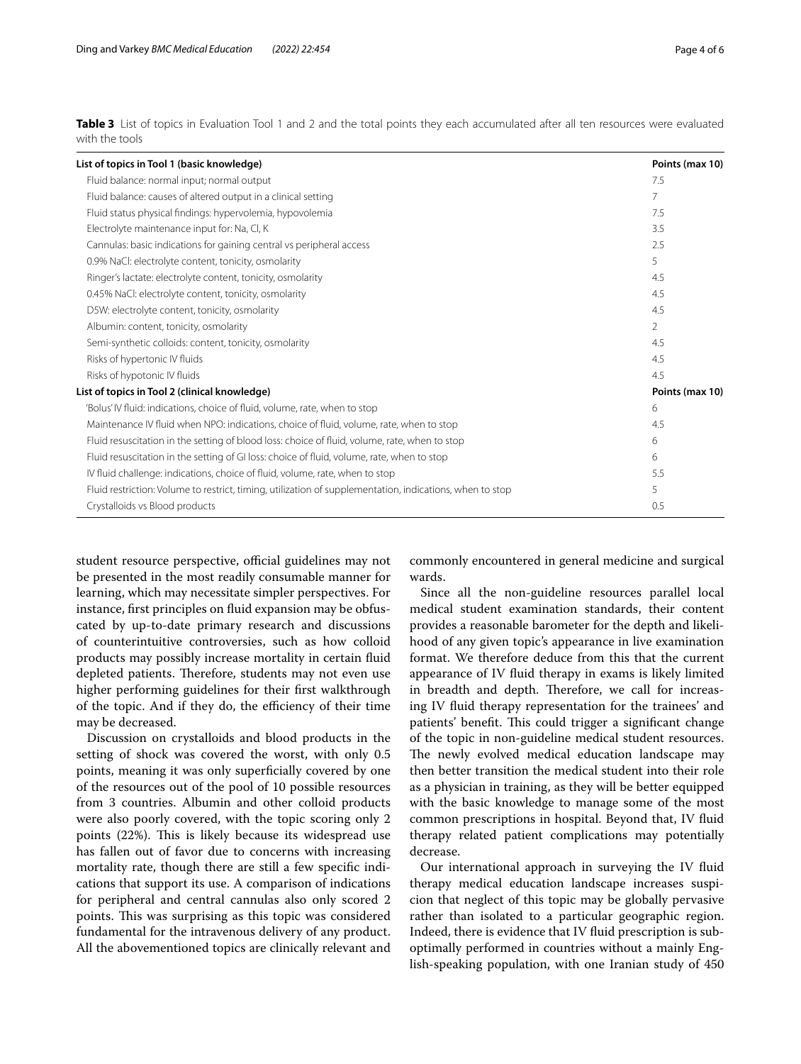**Table 3** List of topics in Evaluation Tool 1 and 2 and the total points they each accumulated after all ten resources were evaluated with the tools

| List of topics in Tool 1 (basic knowledge) | Points (max 10) |
|---|---|
| Fluid balance: normal input; normal output | 7.5 |
| Fluid balance: causes of altered output in a clinical setting | 7 |
| Fluid status physical findings: hypervolemia, hypovolemia | 7.5 |
| Electrolyte maintenance input for: Na, Cl, K | 3.5 |
| Cannulas: basic indications for gaining central vs peripheral access | 2.5 |
| 0.9% NaCl: electrolyte content, tonicity, osmolarity | 5 |
| Ringer's lactate: electrolyte content, tonicity, osmolarity | 4.5 |
| 0.45% NaCl: electrolyte content, tonicity, osmolarity | 4.5 |
| D5W: electrolyte content, tonicity, osmolarity | 4.5 |
| Albumin: content, tonicity, osmolarity | 2 |
| Semi-synthetic colloids: content, tonicity, osmolarity | 4.5 |
| Risks of hypertonic IV fluids | 4.5 |
| Risks of hypotonic IV fluids | 4.5 |
| **List of topics in Tool 2 (clinical knowledge)** | **Points (max 10)** |
| 'Bolus' IV fluid: indications, choice of fluid, volume, rate, when to stop | 6 |
| Maintenance IV fluid when NPO: indications, choice of fluid, volume, rate, when to stop | 4.5 |
| Fluid resuscitation in the setting of blood loss: choice of fluid, volume, rate, when to stop | 6 |
| Fluid resuscitation in the setting of GI loss: choice of fluid, volume, rate, when to stop | 6 |
| IV fluid challenge: indications, choice of fluid, volume, rate, when to stop | 5.5 |
| Fluid restriction: Volume to restrict, timing, utilization of supplementation, indications, when to stop | 5 |
| Crystalloids vs Blood products | 0.5 |

student resource perspective, official guidelines may not be presented in the most readily consumable manner for learning, which may necessitate simpler perspectives. For instance, first principles on fluid expansion may be obfuscated by up-to-date primary research and discussions of counterintuitive controversies, such as how colloid products may possibly increase mortality in certain fluid depleted patients. Therefore, students may not even use higher performing guidelines for their first walkthrough of the topic. And if they do, the efficiency of their time may be decreased.

Discussion on crystalloids and blood products in the setting of shock was covered the worst, with only 0.5 points, meaning it was only superficially covered by one of the resources out of the pool of 10 possible resources from 3 countries. Albumin and other colloid products were also poorly covered, with the topic scoring only 2 points (22%). This is likely because its widespread use has fallen out of favor due to concerns with increasing mortality rate, though there are still a few specific indications that support its use. A comparison of indications for peripheral and central cannulas also only scored 2 points. This was surprising as this topic was considered fundamental for the intravenous delivery of any product. All the abovementioned topics are clinically relevant and commonly encountered in general medicine and surgical wards.

Since all the non-guideline resources parallel local medical student examination standards, their content provides a reasonable barometer for the depth and likelihood of any given topic's appearance in live examination format. We therefore deduce from this that the current appearance of IV fluid therapy in exams is likely limited in breadth and depth. Therefore, we call for increasing IV fluid therapy representation for the trainees' and patients' benefit. This could trigger a significant change of the topic in non-guideline medical student resources. The newly evolved medical education landscape may then better transition the medical student into their role as a physician in training, as they will be better equipped with the basic knowledge to manage some of the most common prescriptions in hospital. Beyond that, IV fluid therapy related patient complications may potentially decrease.

Our international approach in surveying the IV fluid therapy medical education landscape increases suspicion that neglect of this topic may be globally pervasive rather than isolated to a particular geographic region. Indeed, there is evidence that IV fluid prescription is suboptimally performed in countries without a mainly English-speaking population, with one Iranian study of 450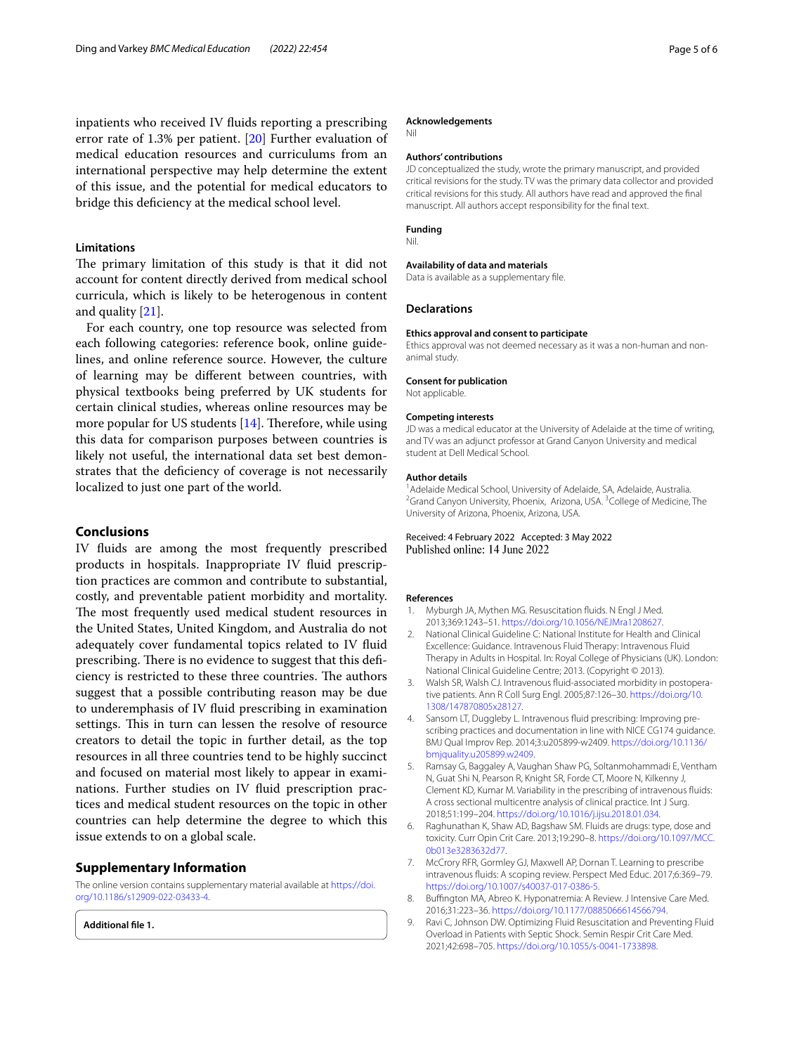inpatients who received IV fluids reporting a prescribing error rate of 1.3% per patient. [20] Further evaluation of medical education resources and curriculums from an international perspective may help determine the extent of this issue, and the potential for medical educators to bridge this deficiency at the medical school level.

### Limitations

The primary limitation of this study is that it did not account for content directly derived from medical school curricula, which is likely to be heterogenous in content and quality [21].

For each country, one top resource was selected from each following categories: reference book, online guidelines, and online reference source. However, the culture of learning may be different between countries, with physical textbooks being preferred by UK students for certain clinical studies, whereas online resources may be more popular for US students [14]. Therefore, while using this data for comparison purposes between countries is likely not useful, the international data set best demonstrates that the deficiency of coverage is not necessarily localized to just one part of the world.

## Conclusions

IV fluids are among the most frequently prescribed products in hospitals. Inappropriate IV fluid prescription practices are common and contribute to substantial, costly, and preventable patient morbidity and mortality. The most frequently used medical student resources in the United States, United Kingdom, and Australia do not adequately cover fundamental topics related to IV fluid prescribing. There is no evidence to suggest that this deficiency is restricted to these three countries. The authors suggest that a possible contributing reason may be due to underemphasis of IV fluid prescribing in examination settings. This in turn can lessen the resolve of resource creators to detail the topic in further detail, as the top resources in all three countries tend to be highly succinct and focused on material most likely to appear in examinations. Further studies on IV fluid prescription practices and medical student resources on the topic in other countries can help determine the degree to which this issue extends to on a global scale.

## Supplementary Information

The online version contains supplementary material available at https://doi.org/10.1186/s12909-022-03433-4.

**Additional file 1.**

### Acknowledgements

Nil

### Authors' contributions

JD conceptualized the study, wrote the primary manuscript, and provided critical revisions for the study. TV was the primary data collector and provided critical revisions for this study. All authors have read and approved the final manuscript. All authors accept responsibility for the final text.

### Funding

Nil.

### Availability of data and materials

Data is available as a supplementary file.

## Declarations

### Ethics approval and consent to participate

Ethics approval was not deemed necessary as it was a non-human and non-animal study.

### Consent for publication

Not applicable.

### Competing interests

JD was a medical educator at the University of Adelaide at the time of writing, and TV was an adjunct professor at Grand Canyon University and medical student at Dell Medical School.

### Author details

[1]Adelaide Medical School, University of Adelaide, SA, Adelaide, Australia. [2]Grand Canyon University, Phoenix, Arizona, USA. [3]College of Medicine, The University of Arizona, Phoenix, Arizona, USA.

Received: 4 February 2022 Accepted: 3 May 2022
Published online: 14 June 2022

### References

1. Myburgh JA, Mythen MG. Resuscitation fluids. N Engl J Med. 2013;369:1243–51. https://doi.org/10.1056/NEJMra1208627.
2. National Clinical Guideline C: National Institute for Health and Clinical Excellence: Guidance. Intravenous Fluid Therapy: Intravenous Fluid Therapy in Adults in Hospital. In: Royal College of Physicians (UK). London: National Clinical Guideline Centre; 2013. (Copyright © 2013).
3. Walsh SR, Walsh CJ. Intravenous fluid-associated morbidity in postoperative patients. Ann R Coll Surg Engl. 2005;87:126–30. https://doi.org/10.1308/147870805x28127.
4. Sansom LT, Duggleby L. Intravenous fluid prescribing: Improving prescribing practices and documentation in line with NICE CG174 guidance. BMJ Qual Improv Rep. 2014;3:u205899-w2409. https://doi.org/10.1136/bmjquality.u205899.w2409.
5. Ramsay G, Baggaley A, Vaughan Shaw PG, Soltanmohammadi E, Ventham N, Guat Shi N, Pearson R, Knight SR, Forde CT, Moore N, Kilkenny J, Clement KD, Kumar M. Variability in the prescribing of intravenous fluids: A cross sectional multicentre analysis of clinical practice. Int J Surg. 2018;51:199–204. https://doi.org/10.1016/j.ijsu.2018.01.034.
6. Raghunathan K, Shaw AD, Bagshaw SM. Fluids are drugs: type, dose and toxicity. Curr Opin Crit Care. 2013;19:290–8. https://doi.org/10.1097/MCC.0b013e3283632d77.
7. McCrory RFR, Gormley GJ, Maxwell AP, Dornan T. Learning to prescribe intravenous fluids: A scoping review. Perspect Med Educ. 2017;6:369–79. https://doi.org/10.1007/s40037-017-0386-5.
8. Buffington MA, Abreo K. Hyponatremia: A Review. J Intensive Care Med. 2016;31:223–36. https://doi.org/10.1177/0885066614566794.
9. Ravi C, Johnson DW. Optimizing Fluid Resuscitation and Preventing Fluid Overload in Patients with Septic Shock. Semin Respir Crit Care Med. 2021;42:698–705. https://doi.org/10.1055/s-0041-1733898.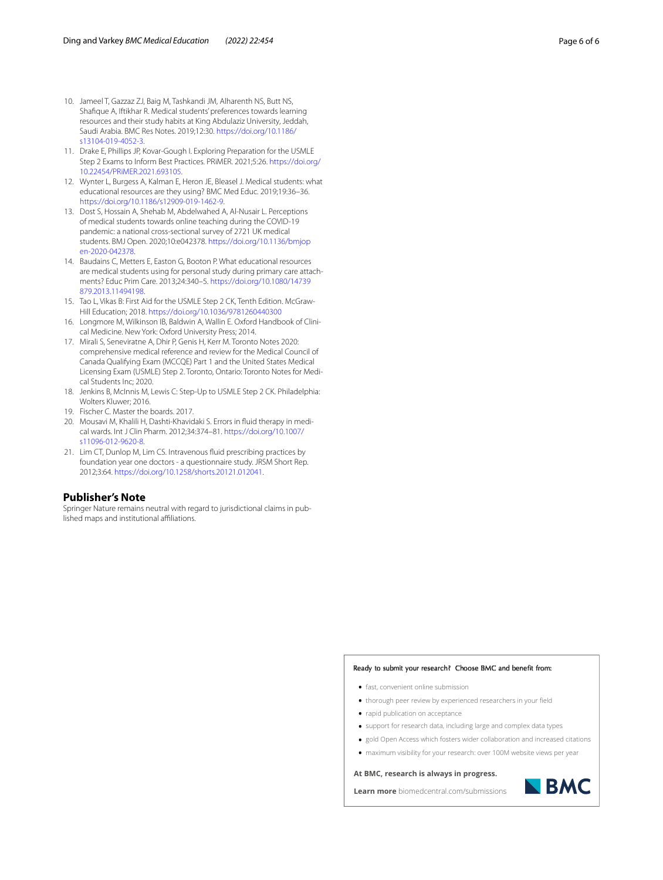10. Jameel T, Gazzaz ZJ, Baig M, Tashkandi JM, Alharenth NS, Butt NS, Shafique A, Iftikhar R. Medical students' preferences towards learning resources and their study habits at King Abdulaziz University, Jeddah, Saudi Arabia. BMC Res Notes. 2019;12:30. https://doi.org/10.1186/s13104-019-4052-3.
11. Drake E, Phillips JP, Kovar-Gough I. Exploring Preparation for the USMLE Step 2 Exams to Inform Best Practices. PRiMER. 2021;5:26. https://doi.org/10.22454/PRiMER.2021.693105.
12. Wynter L, Burgess A, Kalman E, Heron JE, Bleasel J. Medical students: what educational resources are they using? BMC Med Educ. 2019;19:36–36. https://doi.org/10.1186/s12909-019-1462-9.
13. Dost S, Hossain A, Shehab M, Abdelwahed A, Al-Nusair L. Perceptions of medical students towards online teaching during the COVID-19 pandemic: a national cross-sectional survey of 2721 UK medical students. BMJ Open. 2020;10:e042378. https://doi.org/10.1136/bmjopen-2020-042378.
14. Baudains C, Metters E, Easton G, Booton P. What educational resources are medical students using for personal study during primary care attachments? Educ Prim Care. 2013;24:340–5. https://doi.org/10.1080/14739879.2013.11494198.
15. Tao L, Vikas B: First Aid for the USMLE Step 2 CK, Tenth Edition. McGraw-Hill Education; 2018. https://doi.org/10.1036/9781260440300
16. Longmore M, Wilkinson IB, Baldwin A, Wallin E. Oxford Handbook of Clinical Medicine. New York: Oxford University Press; 2014.
17. Mirali S, Seneviratne A, Dhir P, Genis H, Kerr M. Toronto Notes 2020: comprehensive medical reference and review for the Medical Council of Canada Qualifying Exam (MCCQE) Part 1 and the United States Medical Licensing Exam (USMLE) Step 2. Toronto, Ontario: Toronto Notes for Medical Students Inc; 2020.
18. Jenkins B, McInnis M, Lewis C: Step-Up to USMLE Step 2 CK. Philadelphia: Wolters Kluwer; 2016.
19. Fischer C. Master the boards. 2017.
20. Mousavi M, Khalili H, Dashti-Khavidaki S. Errors in fluid therapy in medical wards. Int J Clin Pharm. 2012;34:374–81. https://doi.org/10.1007/s11096-012-9620-8.
21. Lim CT, Dunlop M, Lim CS. Intravenous fluid prescribing practices by foundation year one doctors - a questionnaire study. JRSM Short Rep. 2012;3:64. https://doi.org/10.1258/shorts.20121.012041.

## Publisher's Note

Springer Nature remains neutral with regard to jurisdictional claims in published maps and institutional affiliations.

Ready to submit your research? Choose BMC and benefit from:

- fast, convenient online submission
- thorough peer review by experienced researchers in your field
- rapid publication on acceptance
- support for research data, including large and complex data types
- gold Open Access which fosters wider collaboration and increased citations
- maximum visibility for your research: over 100M website views per year

**At BMC, research is always in progress.**

**Learn more** biomedcentral.com/submissions

BMC